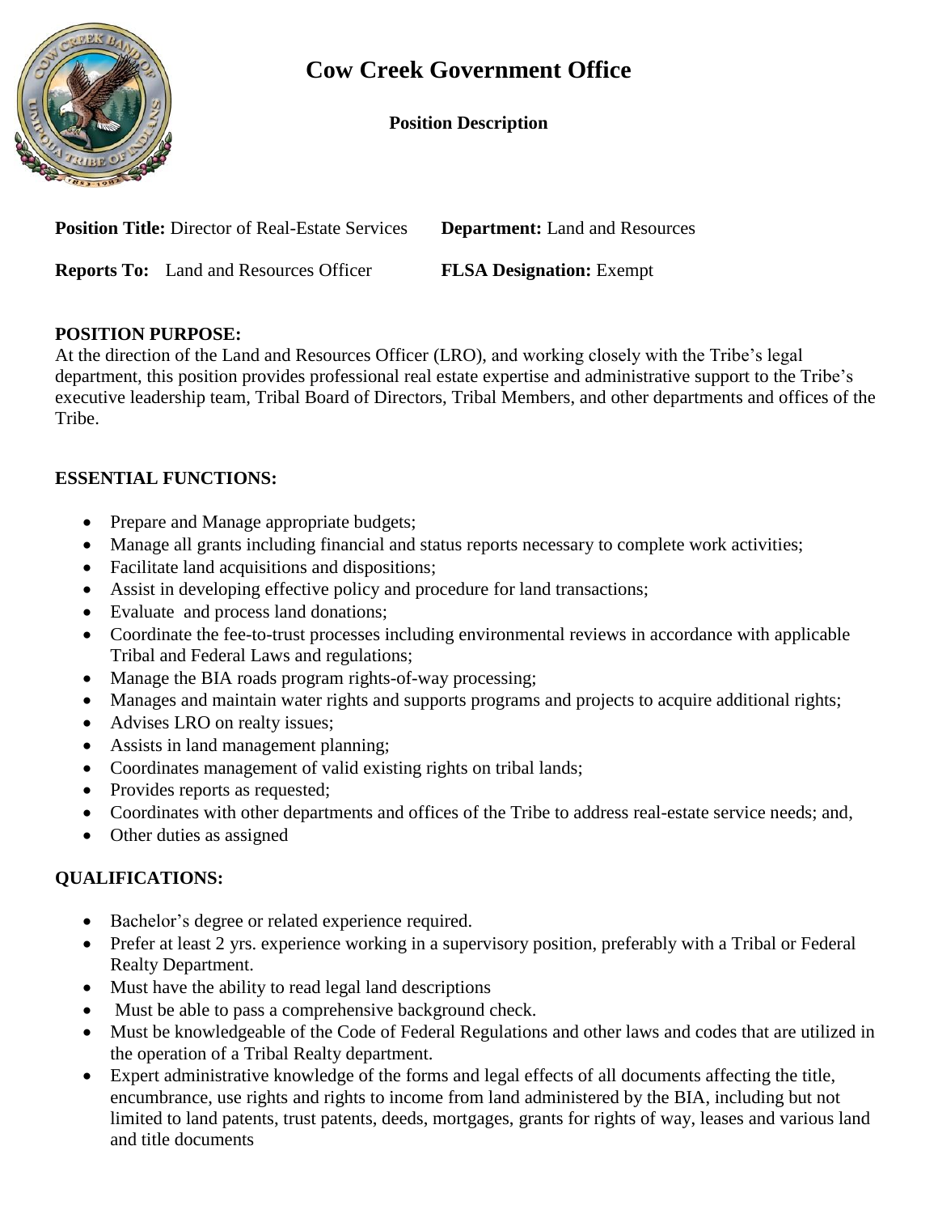# Cow Creek Government Office

**Position Description**

**Position Title:** Director of Real-Estate Services **Department:** Land and Resources

**Reports To:** Land and Resources Officer **FLSA Designation:** Exempt

## POSITION PURPOSE:

At the direction of the Land and Resources Officer (LRO), and working closely with the Tribe's legal department, this position provides professional real estate expertise and administrative support to the Tribe's executive leadership team, Tribal Board of Directors, Tribal Members, and other departments and offices of the Tribe.

## ESSENTIAL FUNCTIONS:

- Prepare and Manage appropriate budgets;
- Manage all grants including financial and status reports necessary to complete work activities;
- Facilitate land acquisitions and dispositions;
- Assist in developing effective policy and procedure for land transactions;
- Evaluate and process land donations;
- Coordinate the fee-to-trust processes including environmental reviews in accordance with applicable Tribal and Federal Laws and regulations;
- Manage the BIA roads program rights-of-way processing;
- Manages and maintain water rights and supports programs and projects to acquire additional rights;
- Advises LRO on realty issues;
- Assists in land management planning;
- Coordinates management of valid existing rights on tribal lands;
- Provides reports as requested;
- Coordinates with other departments and offices of the Tribe to address real-estate service needs; and,
- Other duties as assigned

## QUALIFICATIONS:

- Bachelor's degree or related experience required.
- Prefer at least 2 yrs. experience working in a supervisory position, preferably with a Tribal or Federal Realty Department.
- Must have the ability to read legal land descriptions
- Must be able to pass a comprehensive background check.
- Must be knowledgeable of the Code of Federal Regulations and other laws and codes that are utilized in the operation of a Tribal Realty department.
- Expert administrative knowledge of the forms and legal effects of all documents affecting the title, encumbrance, use rights and rights to income from land administered by the BIA, including but not limited to land patents, trust patents, deeds, mortgages, grants for rights of way, leases and various land and title documents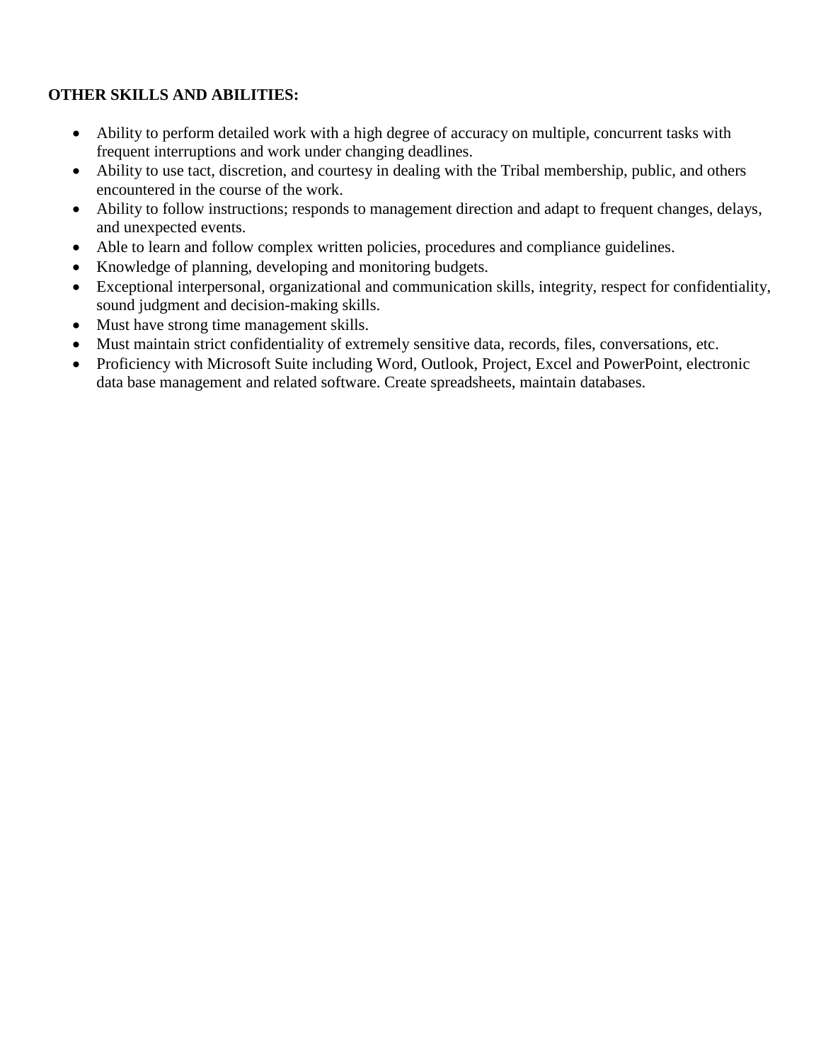**OTHER SKILLS AND ABILITIES:**

- Ability to perform detailed work with a high degree of accuracy on multiple, concurrent tasks with frequent interruptions and work under changing deadlines.
- Ability to use tact, discretion, and courtesy in dealing with the Tribal membership, public, and others encountered in the course of the work.
- Ability to follow instructions; responds to management direction and adapt to frequent changes, delays, and unexpected events.
- Able to learn and follow complex written policies, procedures and compliance guidelines.
- Knowledge of planning, developing and monitoring budgets.
- Exceptional interpersonal, organizational and communication skills, integrity, respect for confidentiality, sound judgment and decision-making skills.
- Must have strong time management skills.
- Must maintain strict confidentiality of extremely sensitive data, records, files, conversations, etc.
- Proficiency with Microsoft Suite including Word, Outlook, Project, Excel and PowerPoint, electronic data base management and related software. Create spreadsheets, maintain databases.